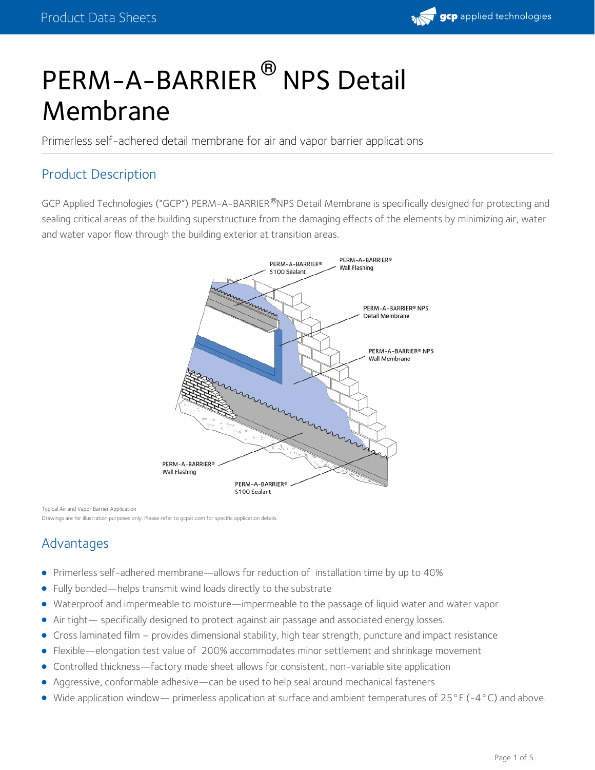# PERM-A-BARRIER® NPS Detail Membrane

Primerless self-adhered detail membrane for air and vapor barrier applications

## Product Description

GCP Applied Technologies ("GCP") PERM-A-BARRIER®NPS Detail Membrane is specifically designed for protecting and sealing critical areas of the building superstructure from the damaging effects of the elements by minimizing air, water and water vapor flow through the building exterior at transition areas.

Typical Air and Vapor Barrier Application
Drawings are for illustration purposes only. Please refer to gcpat.com for specific application details.

## Advantages

- Primerless self-adhered membrane—allows for reduction of installation time by up to 40%
- Fully bonded—helps transmit wind loads directly to the substrate
- Waterproof and impermeable to moisture—impermeable to the passage of liquid water and water vapor
- Air tight— specifically designed to protect against air passage and associated energy losses.
- Cross laminated film – provides dimensional stability, high tear strength, puncture and impact resistance
- Flexible—elongation test value of 200% accommodates minor settlement and shrinkage movement
- Controlled thickness—factory made sheet allows for consistent, non-variable site application
- Aggressive, conformable adhesive—can be used to help seal around mechanical fasteners
- Wide application window— primerless application at surface and ambient temperatures of 25°F (-4°C) and above.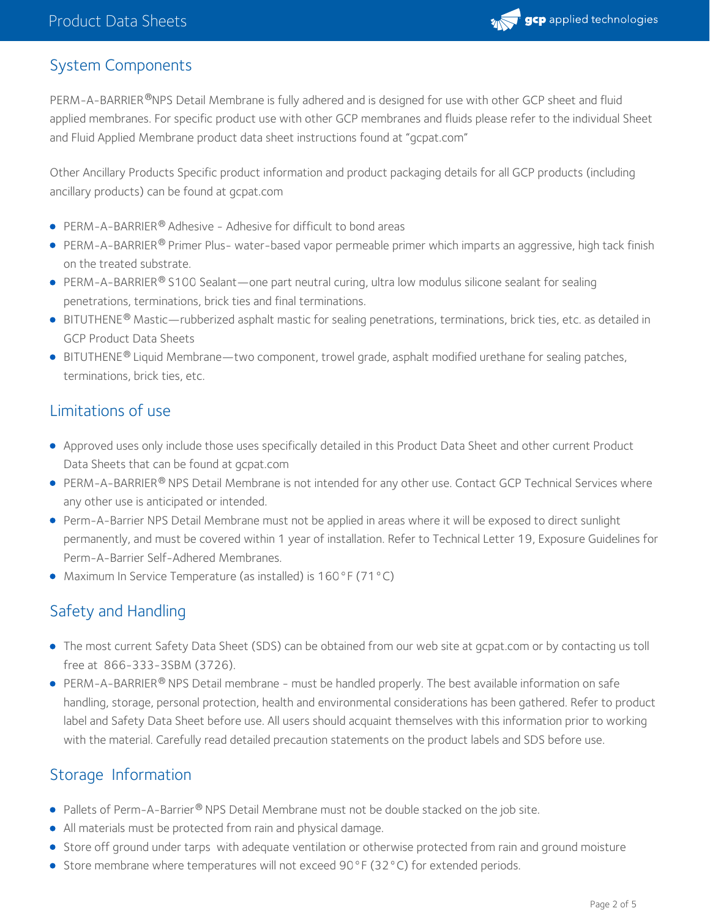## System Components

PERM-A-BARRIER®NPS Detail Membrane is fully adhered and is designed for use with other GCP sheet and fluid applied membranes. For specific product use with other GCP membranes and fluids please refer to the individual Sheet and Fluid Applied Membrane product data sheet instructions found at "gcpat.com"

Other Ancillary Products Specific product information and product packaging details for all GCP products (including ancillary products) can be found at gcpat.com

- PERM-A-BARRIER® Adhesive - Adhesive for difficult to bond areas
- PERM-A-BARRIER® Primer Plus- water-based vapor permeable primer which imparts an aggressive, high tack finish on the treated substrate.
- PERM-A-BARRIER® S100 Sealant—one part neutral curing, ultra low modulus silicone sealant for sealing penetrations, terminations, brick ties and final terminations.
- BITUTHENE® Mastic—rubberized asphalt mastic for sealing penetrations, terminations, brick ties, etc. as detailed in GCP Product Data Sheets
- BITUTHENE® Liquid Membrane—two component, trowel grade, asphalt modified urethane for sealing patches, terminations, brick ties, etc.

## Limitations of use

- Approved uses only include those uses specifically detailed in this Product Data Sheet and other current Product Data Sheets that can be found at gcpat.com
- PERM-A-BARRIER® NPS Detail Membrane is not intended for any other use. Contact GCP Technical Services where any other use is anticipated or intended.
- Perm-A-Barrier NPS Detail Membrane must not be applied in areas where it will be exposed to direct sunlight permanently, and must be covered within 1 year of installation. Refer to Technical Letter 19, Exposure Guidelines for Perm-A-Barrier Self-Adhered Membranes.
- Maximum In Service Temperature (as installed) is 160°F (71°C)

## Safety and Handling

- The most current Safety Data Sheet (SDS) can be obtained from our web site at gcpat.com or by contacting us toll free at 866-333-3SBM (3726).
- PERM-A-BARRIER® NPS Detail membrane - must be handled properly. The best available information on safe handling, storage, personal protection, health and environmental considerations has been gathered. Refer to product label and Safety Data Sheet before use. All users should acquaint themselves with this information prior to working with the material. Carefully read detailed precaution statements on the product labels and SDS before use.

## Storage Information

- Pallets of Perm-A-Barrier® NPS Detail Membrane must not be double stacked on the job site.
- All materials must be protected from rain and physical damage.
- Store off ground under tarps with adequate ventilation or otherwise protected from rain and ground moisture
- Store membrane where temperatures will not exceed 90°F (32°C) for extended periods.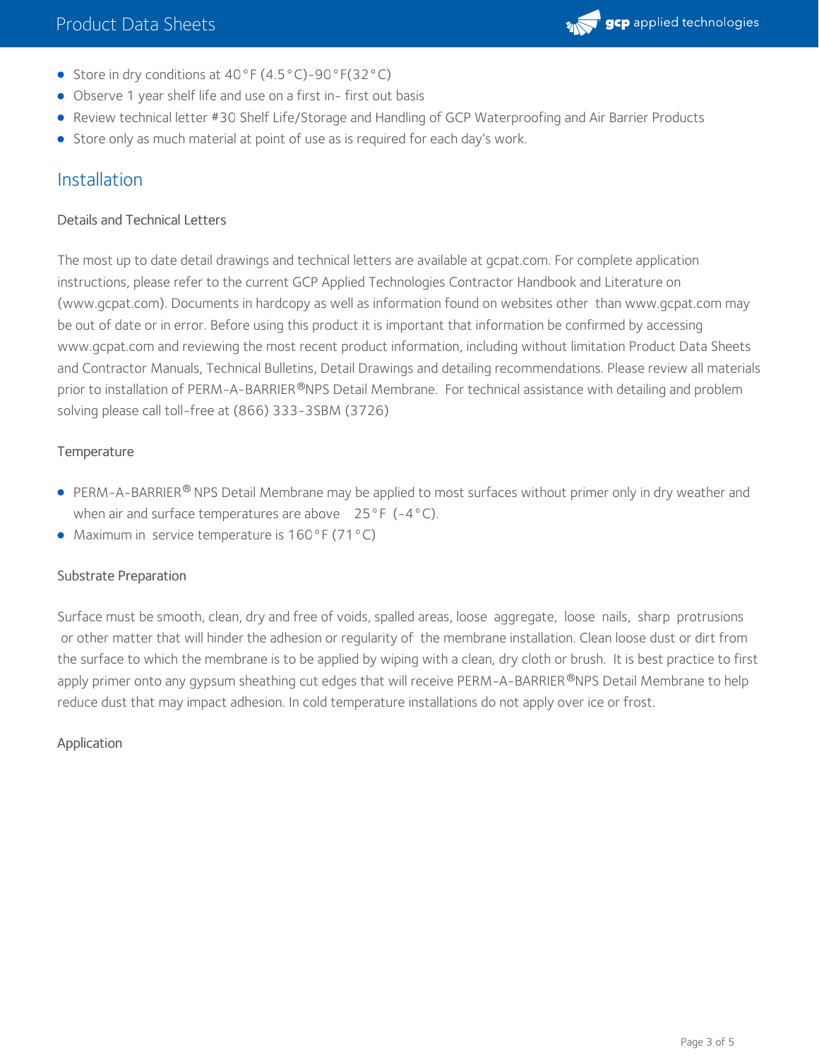- Store in dry conditions at 40°F (4.5°C)-90°F(32°C)
- Observe 1 year shelf life and use on a first in- first out basis
- Review technical letter #30 Shelf Life/Storage and Handling of GCP Waterproofing and Air Barrier Products
- Store only as much material at point of use as is required for each day's work.

## Installation

### Details and Technical Letters

The most up to date detail drawings and technical letters are available at gcpat.com. For complete application instructions, please refer to the current GCP Applied Technologies Contractor Handbook and Literature on (www.gcpat.com). Documents in hardcopy as well as information found on websites other than www.gcpat.com may be out of date or in error. Before using this product it is important that information be confirmed by accessing www.gcpat.com and reviewing the most recent product information, including without limitation Product Data Sheets and Contractor Manuals, Technical Bulletins, Detail Drawings and detailing recommendations. Please review all materials prior to installation of PERM-A-BARRIER®NPS Detail Membrane. For technical assistance with detailing and problem solving please call toll-free at (866) 333-3SBM (3726)

### Temperature

- PERM-A-BARRIER® NPS Detail Membrane may be applied to most surfaces without primer only in dry weather and when air and surface temperatures are above 25°F (-4°C).
- Maximum in service temperature is 160°F (71°C)

### Substrate Preparation

Surface must be smooth, clean, dry and free of voids, spalled areas, loose aggregate, loose nails, sharp protrusions or other matter that will hinder the adhesion or regularity of the membrane installation. Clean loose dust or dirt from the surface to which the membrane is to be applied by wiping with a clean, dry cloth or brush. It is best practice to first apply primer onto any gypsum sheathing cut edges that will receive PERM-A-BARRIER®NPS Detail Membrane to help reduce dust that may impact adhesion. In cold temperature installations do not apply over ice or frost.

### Application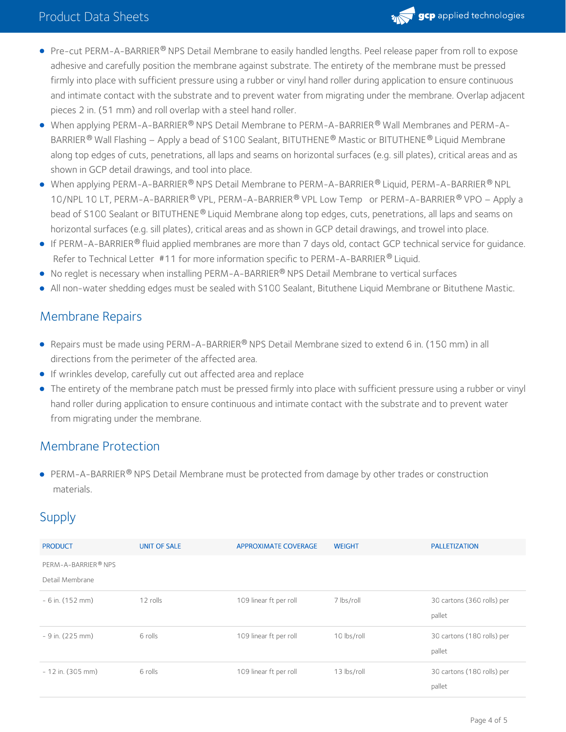- Pre-cut PERM-A-BARRIER® NPS Detail Membrane to easily handled lengths. Peel release paper from roll to expose adhesive and carefully position the membrane against substrate. The entirety of the membrane must be pressed firmly into place with sufficient pressure using a rubber or vinyl hand roller during application to ensure continuous and intimate contact with the substrate and to prevent water from migrating under the membrane. Overlap adjacent pieces 2 in. (51 mm) and roll overlap with a steel hand roller.
- When applying PERM-A-BARRIER® NPS Detail Membrane to PERM-A-BARRIER® Wall Membranes and PERM-A-BARRIER® Wall Flashing – Apply a bead of S100 Sealant, BITUTHENE® Mastic or BITUTHENE® Liquid Membrane along top edges of cuts, penetrations, all laps and seams on horizontal surfaces (e.g. sill plates), critical areas and as shown in GCP detail drawings, and tool into place.
- When applying PERM-A-BARRIER® NPS Detail Membrane to PERM-A-BARRIER® Liquid, PERM-A-BARRIER® NPL 10/NPL 10 LT, PERM-A-BARRIER® VPL, PERM-A-BARRIER® VPL Low Temp or PERM-A-BARRIER® VPO – Apply a bead of S100 Sealant or BITUTHENE® Liquid Membrane along top edges, cuts, penetrations, all laps and seams on horizontal surfaces (e.g. sill plates), critical areas and as shown in GCP detail drawings, and trowel into place.
- If PERM-A-BARRIER® fluid applied membranes are more than 7 days old, contact GCP technical service for guidance. Refer to Technical Letter #11 for more information specific to PERM-A-BARRIER® Liquid.
- No reglet is necessary when installing PERM-A-BARRIER® NPS Detail Membrane to vertical surfaces
- All non-water shedding edges must be sealed with S100 Sealant, Bituthene Liquid Membrane or Bituthene Mastic.

## Membrane Repairs

- Repairs must be made using PERM-A-BARRIER® NPS Detail Membrane sized to extend 6 in. (150 mm) in all directions from the perimeter of the affected area.
- If wrinkles develop, carefully cut out affected area and replace
- The entirety of the membrane patch must be pressed firmly into place with sufficient pressure using a rubber or vinyl hand roller during application to ensure continuous and intimate contact with the substrate and to prevent water from migrating under the membrane.

## Membrane Protection

- PERM-A-BARRIER® NPS Detail Membrane must be protected from damage by other trades or construction materials.

## Supply

| PRODUCT | UNIT OF SALE | APPROXIMATE COVERAGE | WEIGHT | PALLETIZATION |
|---|---|---|---|---|
| PERM-A-BARRIER® NPS Detail Membrane | | | | |
| - 6 in. (152 mm) | 12 rolls | 109 linear ft per roll | 7 lbs/roll | 30 cartons (360 rolls) per pallet |
| - 9 in. (225 mm) | 6 rolls | 109 linear ft per roll | 10 lbs/roll | 30 cartons (180 rolls) per pallet |
| - 12 in. (305 mm) | 6 rolls | 109 linear ft per roll | 13 lbs/roll | 30 cartons (180 rolls) per pallet |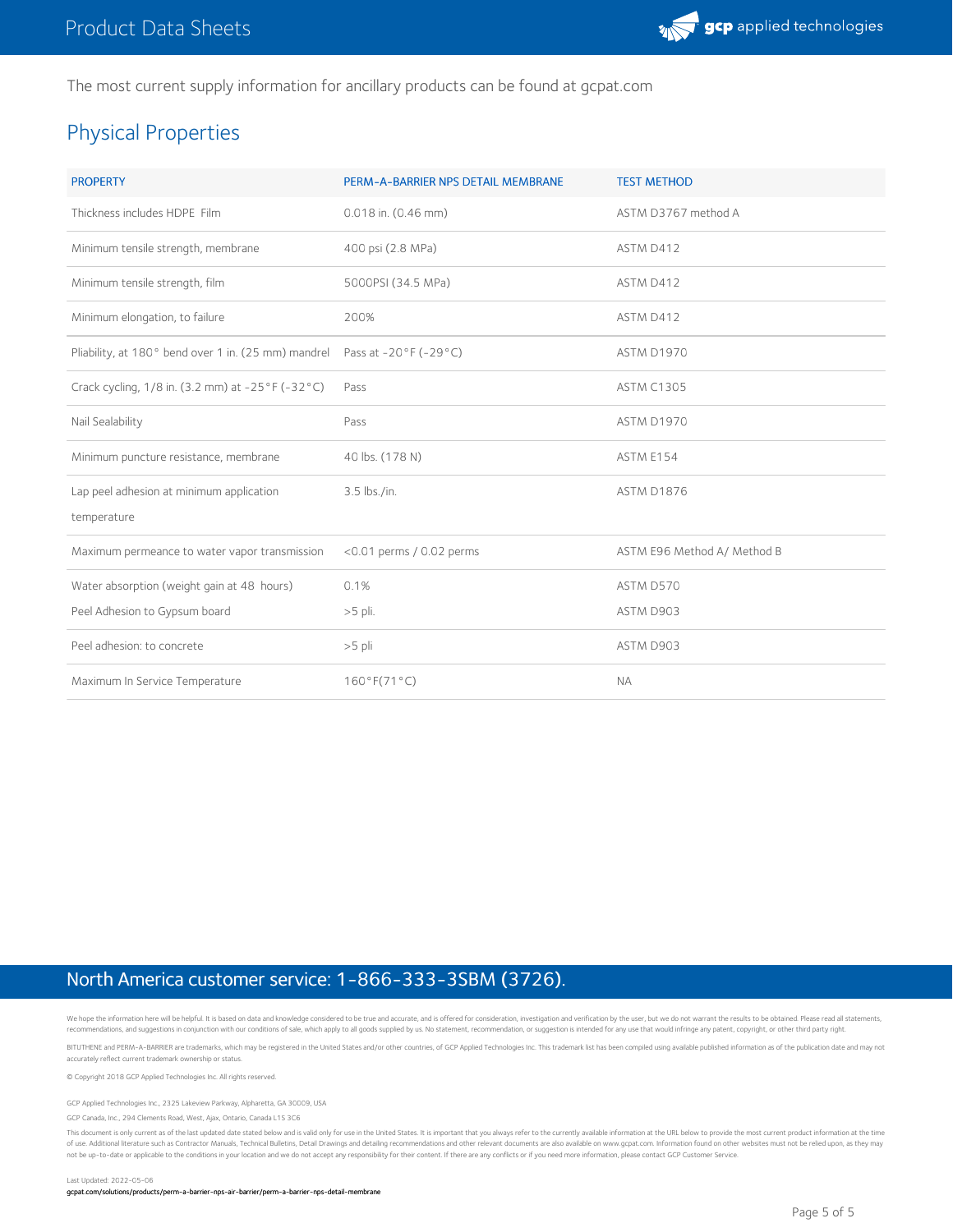The most current supply information for ancillary products can be found at gcpat.com

## Physical Properties

| PROPERTY | PERM-A-BARRIER NPS DETAIL MEMBRANE | TEST METHOD |
|---|---|---|
| Thickness includes HDPE Film | 0.018 in. (0.46 mm) | ASTM D3767 method A |
| Minimum tensile strength, membrane | 400 psi (2.8 MPa) | ASTM D412 |
| Minimum tensile strength, film | 5000PSI (34.5 MPa) | ASTM D412 |
| Minimum elongation, to failure | 200% | ASTM D412 |
| Pliability, at 180° bend over 1 in. (25 mm) mandrel | Pass at -20°F (-29°C) | ASTM D1970 |
| Crack cycling, 1/8 in. (3.2 mm) at -25°F (-32°C) | Pass | ASTM C1305 |
| Nail Sealability | Pass | ASTM D1970 |
| Minimum puncture resistance, membrane | 40 lbs. (178 N) | ASTM E154 |
| Lap peel adhesion at minimum application temperature | 3.5 lbs./in. | ASTM D1876 |
| Maximum permeance to water vapor transmission | <0.01 perms / 0.02 perms | ASTM E96 Method A/ Method B |
| Water absorption (weight gain at 48 hours)<br>Peel Adhesion to Gypsum board | 0.1%<br>>5 pli. | ASTM D570<br>ASTM D903 |
| Peel adhesion: to concrete | >5 pli | ASTM D903 |
| Maximum In Service Temperature | 160°F(71°C) | NA |

## North America customer service: 1-866-333-3SBM (3726).

We hope the information here will be helpful. It is based on data and knowledge considered to be true and accurate, and is offered for consideration, investigation and verification by the user, but we do not warrant the results to be obtained. Please read all statements, recommendations, and suggestions in conjunction with our conditions of sale, which apply to all goods supplied by us. No statement, recommendation, or suggestion is intended for any use that would infringe any patent, copyright, or other third party right.

BITUTHENE and PERM-A-BARRIER are trademarks, which may be registered in the United States and/or other countries, of GCP Applied Technologies Inc. This trademark list has been compiled using available published information as of the publication date and may not accurately reflect current trademark ownership or status.

© Copyright 2018 GCP Applied Technologies Inc. All rights reserved.

GCP Applied Technologies Inc., 2325 Lakeview Parkway, Alpharetta, GA 30009, USA

GCP Canada, Inc., 294 Clements Road, West, Ajax, Ontario, Canada L1S 3C6

This document is only current as of the last updated date stated below and is valid only for use in the United States. It is important that you always refer to the currently available information at the URL below to provide the most current product information at the time of use. Additional literature such as Contractor Manuals, Technical Bulletins, Detail Drawings and detailing recommendations and other relevant documents are also available on www.gcpat.com. Information found on other websites must not be relied upon, as they may not be up-to-date or applicable to the conditions in your location and we do not accept any responsibility for their content. If there are any conflicts or if you need more information, please contact GCP Customer Service.

Last Updated: 2022-05-06

gcpat.com/solutions/products/perm-a-barrier-nps-air-barrier/perm-a-barrier-nps-detail-membrane